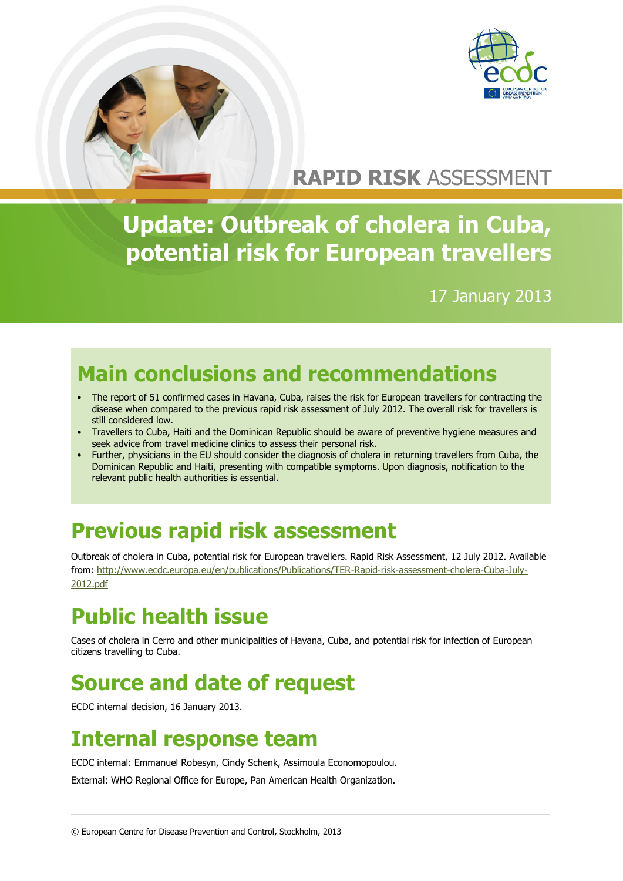RAPID RISK ASSESSMENT

# Update: Outbreak of cholera in Cuba, potential risk for European travellers

17 January 2013

## Main conclusions and recommendations

- The report of 51 confirmed cases in Havana, Cuba, raises the risk for European travellers for contracting the disease when compared to the previous rapid risk assessment of July 2012. The overall risk for travellers is still considered low.
- Travellers to Cuba, Haiti and the Dominican Republic should be aware of preventive hygiene measures and seek advice from travel medicine clinics to assess their personal risk.
- Further, physicians in the EU should consider the diagnosis of cholera in returning travellers from Cuba, the Dominican Republic and Haiti, presenting with compatible symptoms. Upon diagnosis, notification to the relevant public health authorities is essential.

## Previous rapid risk assessment

Outbreak of cholera in Cuba, potential risk for European travellers. Rapid Risk Assessment, 12 July 2012. Available from: http://www.ecdc.europa.eu/en/publications/Publications/TER-Rapid-risk-assessment-cholera-Cuba-July-2012.pdf

## Public health issue

Cases of cholera in Cerro and other municipalities of Havana, Cuba, and potential risk for infection of European citizens travelling to Cuba.

## Source and date of request

ECDC internal decision, 16 January 2013.

## Internal response team

ECDC internal: Emmanuel Robesyn, Cindy Schenk, Assimoula Economopoulou.

External: WHO Regional Office for Europe, Pan American Health Organization.

© European Centre for Disease Prevention and Control, Stockholm, 2013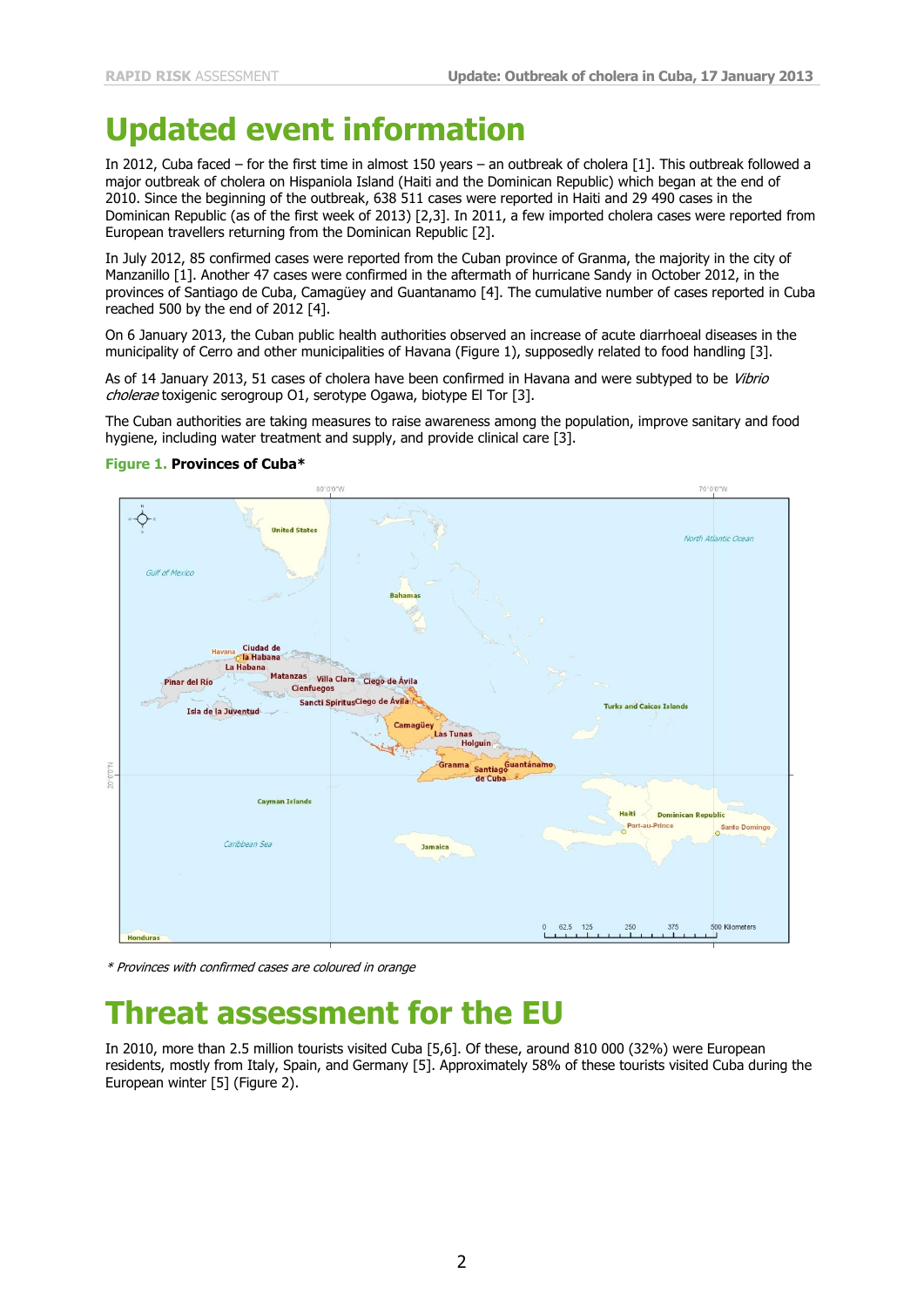# Updated event information

In 2012, Cuba faced – for the first time in almost 150 years – an outbreak of cholera [1]. This outbreak followed a major outbreak of cholera on Hispaniola Island (Haiti and the Dominican Republic) which began at the end of 2010. Since the beginning of the outbreak, 638 511 cases were reported in Haiti and 29 490 cases in the Dominican Republic (as of the first week of 2013) [2,3]. In 2011, a few imported cholera cases were reported from European travellers returning from the Dominican Republic [2].

In July 2012, 85 confirmed cases were reported from the Cuban province of Granma, the majority in the city of Manzanillo [1]. Another 47 cases were confirmed in the aftermath of hurricane Sandy in October 2012, in the provinces of Santiago de Cuba, Camagüey and Guantanamo [4]. The cumulative number of cases reported in Cuba reached 500 by the end of 2012 [4].

On 6 January 2013, the Cuban public health authorities observed an increase of acute diarrhoeal diseases in the municipality of Cerro and other municipalities of Havana (Figure 1), supposedly related to food handling [3].

As of 14 January 2013, 51 cases of cholera have been confirmed in Havana and were subtyped to be *Vibrio cholerae* toxigenic serogroup O1, serotype Ogawa, biotype El Tor [3].

The Cuban authorities are taking measures to raise awareness among the population, improve sanitary and food hygiene, including water treatment and supply, and provide clinical care [3].

**Figure 1. Provinces of Cuba***

*\* Provinces with confirmed cases are coloured in orange*

# Threat assessment for the EU

In 2010, more than 2.5 million tourists visited Cuba [5,6]. Of these, around 810 000 (32%) were European residents, mostly from Italy, Spain, and Germany [5]. Approximately 58% of these tourists visited Cuba during the European winter [5] (Figure 2).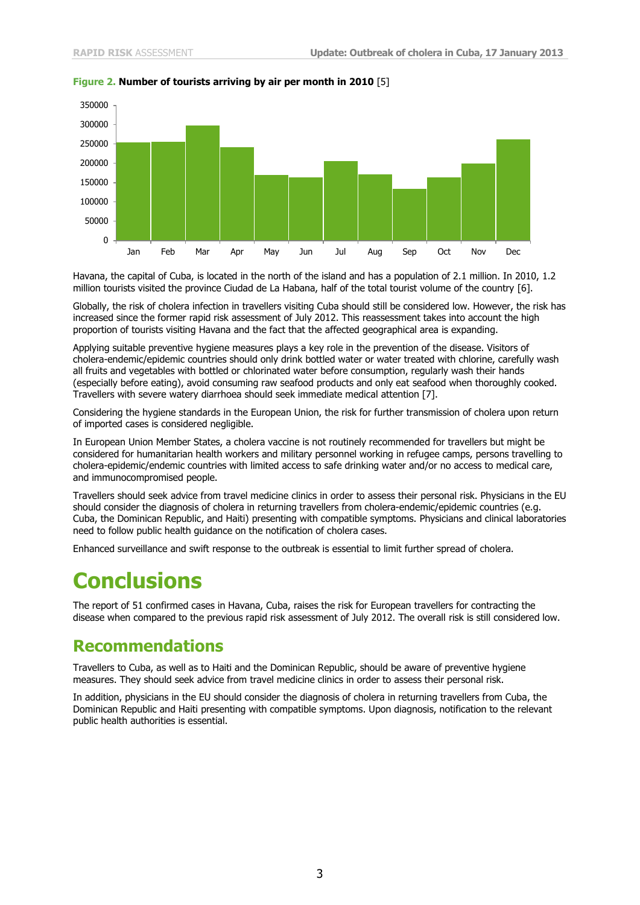**Figure 2. Number of tourists arriving by air per month in 2010** [5]

Havana, the capital of Cuba, is located in the north of the island and has a population of 2.1 million. In 2010, 1.2 million tourists visited the province Ciudad de La Habana, half of the total tourist volume of the country [6].

Globally, the risk of cholera infection in travellers visiting Cuba should still be considered low. However, the risk has increased since the former rapid risk assessment of July 2012. This reassessment takes into account the high proportion of tourists visiting Havana and the fact that the affected geographical area is expanding.

Applying suitable preventive hygiene measures plays a key role in the prevention of the disease. Visitors of cholera-endemic/epidemic countries should only drink bottled water or water treated with chlorine, carefully wash all fruits and vegetables with bottled or chlorinated water before consumption, regularly wash their hands (especially before eating), avoid consuming raw seafood products and only eat seafood when thoroughly cooked. Travellers with severe watery diarrhoea should seek immediate medical attention [7].

Considering the hygiene standards in the European Union, the risk for further transmission of cholera upon return of imported cases is considered negligible.

In European Union Member States, a cholera vaccine is not routinely recommended for travellers but might be considered for humanitarian health workers and military personnel working in refugee camps, persons travelling to cholera-epidemic/endemic countries with limited access to safe drinking water and/or no access to medical care, and immunocompromised people.

Travellers should seek advice from travel medicine clinics in order to assess their personal risk. Physicians in the EU should consider the diagnosis of cholera in returning travellers from cholera-endemic/epidemic countries (e.g. Cuba, the Dominican Republic, and Haiti) presenting with compatible symptoms. Physicians and clinical laboratories need to follow public health guidance on the notification of cholera cases.

Enhanced surveillance and swift response to the outbreak is essential to limit further spread of cholera.

# Conclusions

The report of 51 confirmed cases in Havana, Cuba, raises the risk for European travellers for contracting the disease when compared to the previous rapid risk assessment of July 2012. The overall risk is still considered low.

## Recommendations

Travellers to Cuba, as well as to Haiti and the Dominican Republic, should be aware of preventive hygiene measures. They should seek advice from travel medicine clinics in order to assess their personal risk.

In addition, physicians in the EU should consider the diagnosis of cholera in returning travellers from Cuba, the Dominican Republic and Haiti presenting with compatible symptoms. Upon diagnosis, notification to the relevant public health authorities is essential.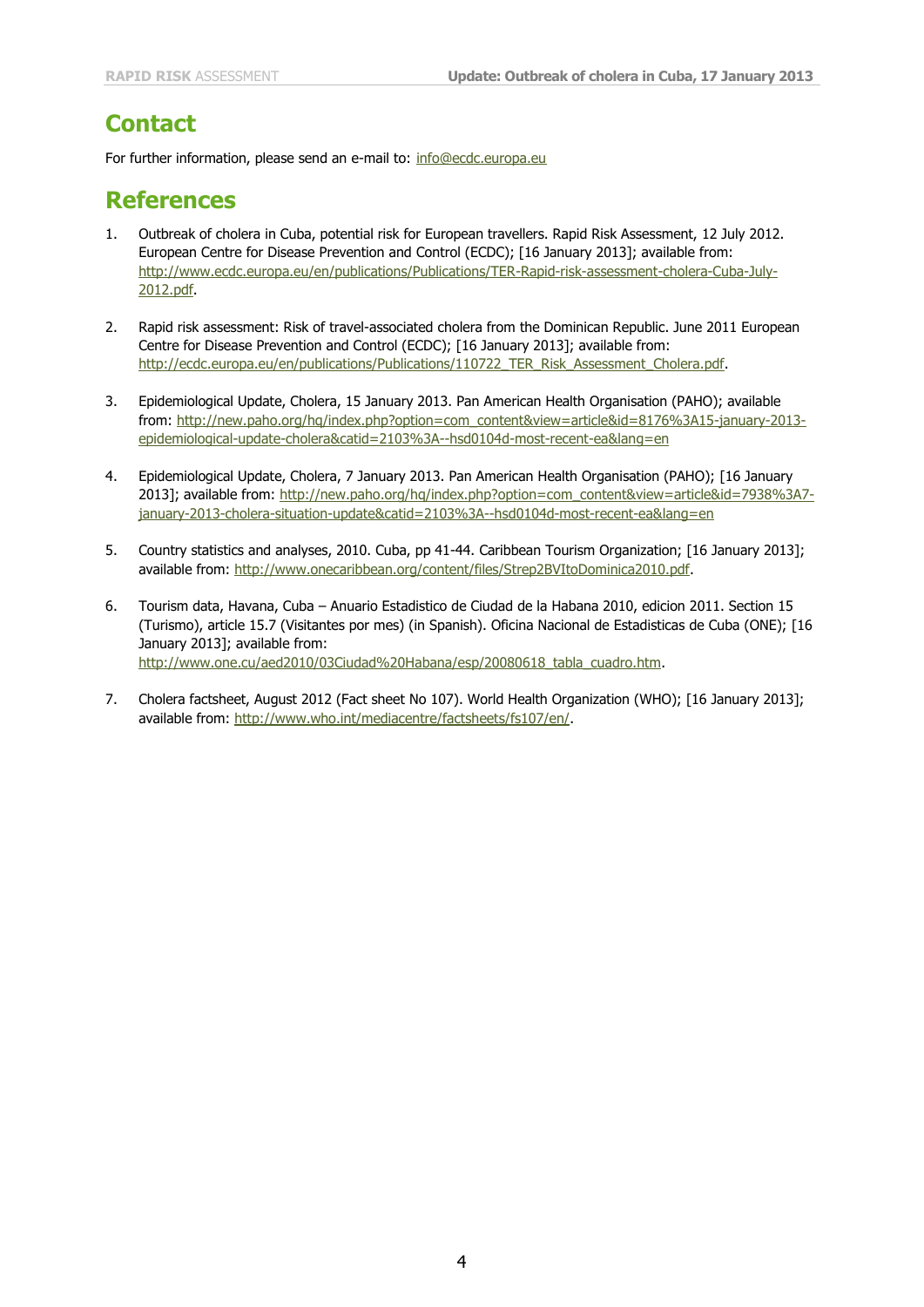## Contact

For further information, please send an e-mail to: info@ecdc.europa.eu

## References

1. Outbreak of cholera in Cuba, potential risk for European travellers. Rapid Risk Assessment, 12 July 2012. European Centre for Disease Prevention and Control (ECDC); [16 January 2013]; available from: http://www.ecdc.europa.eu/en/publications/Publications/TER-Rapid-risk-assessment-cholera-Cuba-July-2012.pdf.

2. Rapid risk assessment: Risk of travel-associated cholera from the Dominican Republic. June 2011 European Centre for Disease Prevention and Control (ECDC); [16 January 2013]; available from: http://ecdc.europa.eu/en/publications/Publications/110722_TER_Risk_Assessment_Cholera.pdf.

3. Epidemiological Update, Cholera, 15 January 2013. Pan American Health Organisation (PAHO); available from: http://new.paho.org/hq/index.php?option=com_content&view=article&id=8176%3A15-january-2013-epidemiological-update-cholera&catid=2103%3A--hsd0104d-most-recent-ea&lang=en

4. Epidemiological Update, Cholera, 7 January 2013. Pan American Health Organisation (PAHO); [16 January 2013]; available from: http://new.paho.org/hq/index.php?option=com_content&view=article&id=7938%3A7-january-2013-cholera-situation-update&catid=2103%3A--hsd0104d-most-recent-ea&lang=en

5. Country statistics and analyses, 2010. Cuba, pp 41-44. Caribbean Tourism Organization; [16 January 2013]; available from: http://www.onecaribbean.org/content/files/Strep2BVItoDominica2010.pdf.

6. Tourism data, Havana, Cuba – Anuario Estadistico de Ciudad de la Habana 2010, edicion 2011. Section 15 (Turismo), article 15.7 (Visitantes por mes) (in Spanish). Oficina Nacional de Estadisticas de Cuba (ONE); [16 January 2013]; available from: http://www.one.cu/aed2010/03Ciudad%20Habana/esp/20080618_tabla_cuadro.htm.

7. Cholera factsheet, August 2012 (Fact sheet No 107). World Health Organization (WHO); [16 January 2013]; available from: http://www.who.int/mediacentre/factsheets/fs107/en/.